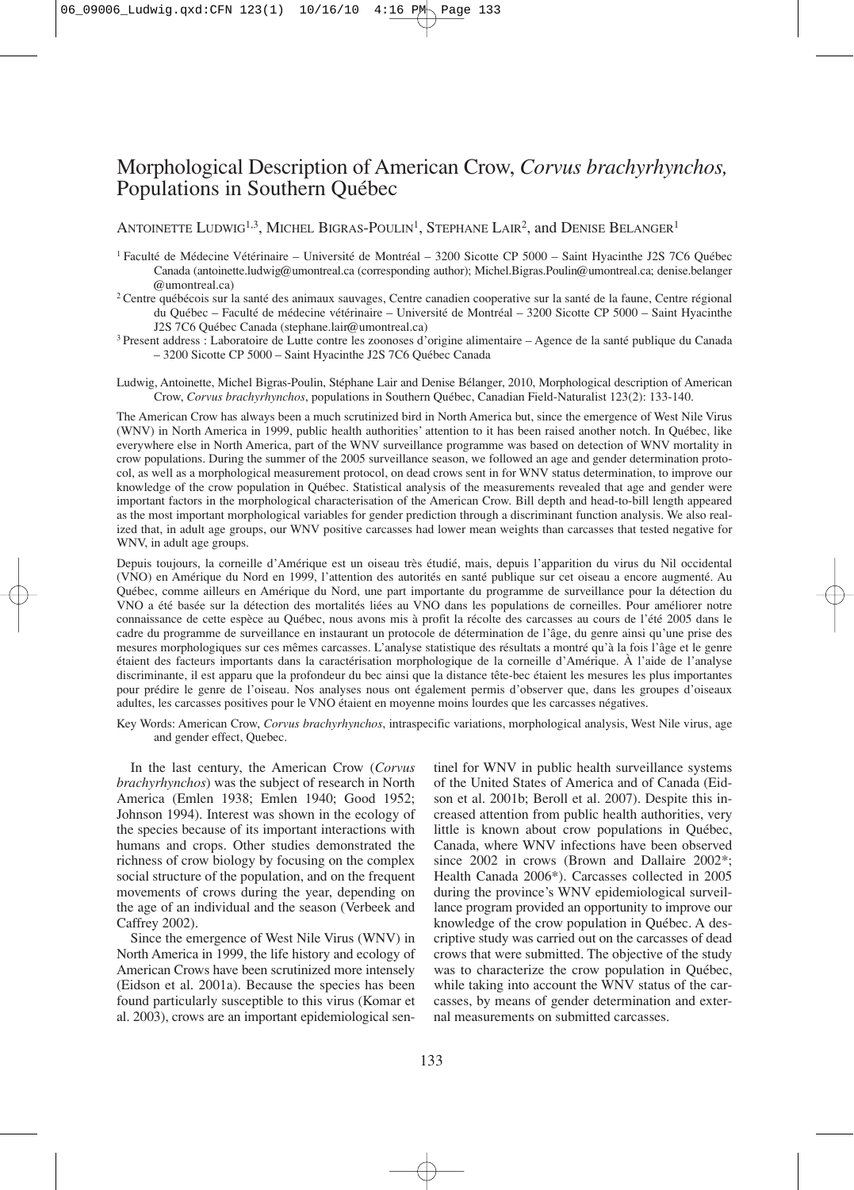# Morphological Description of American Crow, *Corvus brachyrhynchos,* Populations in Southern Québec

Antoinette Ludwig[1,3], Michel Bigras-Poulin[1], Stephane Lair[2], and Denise Belanger[1]

[1] Faculté de Médecine Vétérinaire – Université de Montréal – 3200 Sicotte CP 5000 – Saint Hyacinthe J2S 7C6 Québec Canada (antoinette.ludwig@umontreal.ca (corresponding author); Michel.Bigras.Poulin@umontreal.ca; denise.belanger @umontreal.ca)

[2] Centre québécois sur la santé des animaux sauvages, Centre canadien cooperative sur la santé de la faune, Centre régional du Québec – Faculté de médecine vétérinaire – Université de Montréal – 3200 Sicotte CP 5000 – Saint Hyacinthe J2S 7C6 Québec Canada (stephane.lair@umontreal.ca)

[3] Present address : Laboratoire de Lutte contre les zoonoses d'origine alimentaire – Agence de la santé publique du Canada – 3200 Sicotte CP 5000 – Saint Hyacinthe J2S 7C6 Québec Canada

Ludwig, Antoinette, Michel Bigras-Poulin, Stéphane Lair and Denise Bélanger, 2010, Morphological description of American Crow, *Corvus brachyrhynchos*, populations in Southern Québec, Canadian Field-Naturalist 123(2): 133-140.

The American Crow has always been a much scrutinized bird in North America but, since the emergence of West Nile Virus (WNV) in North America in 1999, public health authorities' attention to it has been raised another notch. In Québec, like everywhere else in North America, part of the WNV surveillance programme was based on detection of WNV mortality in crow populations. During the summer of the 2005 surveillance season, we followed an age and gender determination protocol, as well as a morphological measurement protocol, on dead crows sent in for WNV status determination, to improve our knowledge of the crow population in Québec. Statistical analysis of the measurements revealed that age and gender were important factors in the morphological characterisation of the American Crow. Bill depth and head-to-bill length appeared as the most important morphological variables for gender prediction through a discriminant function analysis. We also realized that, in adult age groups, our WNV positive carcasses had lower mean weights than carcasses that tested negative for WNV, in adult age groups.

Depuis toujours, la corneille d'Amérique est un oiseau très étudié, mais, depuis l'apparition du virus du Nil occidental (VNO) en Amérique du Nord en 1999, l'attention des autorités en santé publique sur cet oiseau a encore augmenté. Au Québec, comme ailleurs en Amérique du Nord, une part importante du programme de surveillance pour la détection du VNO a été basée sur la détection des mortalités liées au VNO dans les populations de corneilles. Pour améliorer notre connaissance de cette espèce au Québec, nous avons mis à profit la récolte des carcasses au cours de l'été 2005 dans le cadre du programme de surveillance en instaurant un protocole de détermination de l'âge, du genre ainsi qu'une prise des mesures morphologiques sur ces mêmes carcasses. L'analyse statistique des résultats a montré qu'à la fois l'âge et le genre étaient des facteurs importants dans la caractérisation morphologique de la corneille d'Amérique. À l'aide de l'analyse discriminante, il est apparu que la profondeur du bec ainsi que la distance tête-bec étaient les mesures les plus importantes pour prédire le genre de l'oiseau. Nos analyses nous ont également permis d'observer que, dans les groupes d'oiseaux adultes, les carcasses positives pour le VNO étaient en moyenne moins lourdes que les carcasses négatives.

Key Words: American Crow, *Corvus brachyrhynchos*, intraspecific variations, morphological analysis, West Nile virus, age and gender effect, Quebec.

In the last century, the American Crow (*Corvus brachyrhynchos*) was the subject of research in North America (Emlen 1938; Emlen 1940; Good 1952; Johnson 1994). Interest was shown in the ecology of the species because of its important interactions with humans and crops. Other studies demonstrated the richness of crow biology by focusing on the complex social structure of the population, and on the frequent movements of crows during the year, depending on the age of an individual and the season (Verbeek and Caffrey 2002).

Since the emergence of West Nile Virus (WNV) in North America in 1999, the life history and ecology of American Crows have been scrutinized more intensely (Eidson et al. 2001a). Because the species has been found particularly susceptible to this virus (Komar et al. 2003), crows are an important epidemiological sentinel for WNV in public health surveillance systems of the United States of America and of Canada (Eidson et al. 2001b; Beroll et al. 2007). Despite this increased attention from public health authorities, very little is known about crow populations in Québec, Canada, where WNV infections have been observed since 2002 in crows (Brown and Dallaire 2002*; Health Canada 2006*). Carcasses collected in 2005 during the province's WNV epidemiological surveillance program provided an opportunity to improve our knowledge of the crow population in Québec. A descriptive study was carried out on the carcasses of dead crows that were submitted. The objective of the study was to characterize the crow population in Québec, while taking into account the WNV status of the carcasses, by means of gender determination and external measurements on submitted carcasses.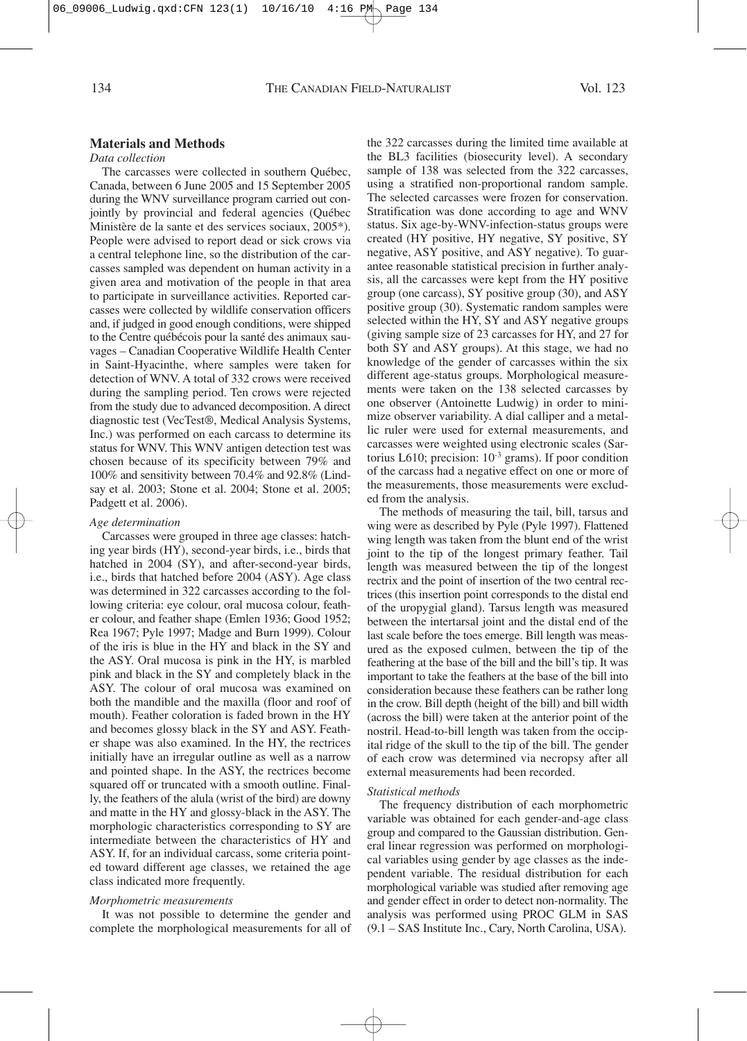## Materials and Methods

### *Data collection*

The carcasses were collected in southern Québec, Canada, between 6 June 2005 and 15 September 2005 during the WNV surveillance program carried out conjointly by provincial and federal agencies (Québec Ministère de la sante et des services sociaux, 2005*). People were advised to report dead or sick crows via a central telephone line, so the distribution of the carcasses sampled was dependent on human activity in a given area and motivation of the people in that area to participate in surveillance activities. Reported carcasses were collected by wildlife conservation officers and, if judged in good enough conditions, were shipped to the Centre québécois pour la santé des animaux sauvages – Canadian Cooperative Wildlife Health Center in Saint-Hyacinthe, where samples were taken for detection of WNV. A total of 332 crows were received during the sampling period. Ten crows were rejected from the study due to advanced decomposition. A direct diagnostic test (VecTest®, Medical Analysis Systems, Inc.) was performed on each carcass to determine its status for WNV. This WNV antigen detection test was chosen because of its specificity between 79% and 100% and sensitivity between 70.4% and 92.8% (Lindsay et al. 2003; Stone et al. 2004; Stone et al. 2005; Padgett et al. 2006).

### *Age determination*

Carcasses were grouped in three age classes: hatching year birds (HY), second-year birds, i.e., birds that hatched in 2004 (SY), and after-second-year birds, i.e., birds that hatched before 2004 (ASY). Age class was determined in 322 carcasses according to the following criteria: eye colour, oral mucosa colour, feather colour, and feather shape (Emlen 1936; Good 1952; Rea 1967; Pyle 1997; Madge and Burn 1999). Colour of the iris is blue in the HY and black in the SY and the ASY. Oral mucosa is pink in the HY, is marbled pink and black in the SY and completely black in the ASY. The colour of oral mucosa was examined on both the mandible and the maxilla (floor and roof of mouth). Feather coloration is faded brown in the HY and becomes glossy black in the SY and ASY. Feather shape was also examined. In the HY, the rectrices initially have an irregular outline as well as a narrow and pointed shape. In the ASY, the rectrices become squared off or truncated with a smooth outline. Finally, the feathers of the alula (wrist of the bird) are downy and matte in the HY and glossy-black in the ASY. The morphologic characteristics corresponding to SY are intermediate between the characteristics of HY and ASY. If, for an individual carcass, some criteria pointed toward different age classes, we retained the age class indicated more frequently.

### *Morphometric measurements*

It was not possible to determine the gender and complete the morphological measurements for all of the 322 carcasses during the limited time available at the BL3 facilities (biosecurity level). A secondary sample of 138 was selected from the 322 carcasses, using a stratified non-proportional random sample. The selected carcasses were frozen for conservation. Stratification was done according to age and WNV status. Six age-by-WNV-infection-status groups were created (HY positive, HY negative, SY positive, SY negative, ASY positive, and ASY negative). To guarantee reasonable statistical precision in further analysis, all the carcasses were kept from the HY positive group (one carcass), SY positive group (30), and ASY positive group (30). Systematic random samples were selected within the HY, SY and ASY negative groups (giving sample size of 23 carcasses for HY, and 27 for both SY and ASY groups). At this stage, we had no knowledge of the gender of carcasses within the six different age-status groups. Morphological measurements were taken on the 138 selected carcasses by one observer (Antoinette Ludwig) in order to minimize observer variability. A dial calliper and a metallic ruler were used for external measurements, and carcasses were weighted using electronic scales (Sartorius L610; precision: $10^{-3}$ grams). If poor condition of the carcass had a negative effect on one or more of the measurements, those measurements were excluded from the analysis.

The methods of measuring the tail, bill, tarsus and wing were as described by Pyle (Pyle 1997). Flattened wing length was taken from the blunt end of the wrist joint to the tip of the longest primary feather. Tail length was measured between the tip of the longest rectrix and the point of insertion of the two central rectrices (this insertion point corresponds to the distal end of the uropygial gland). Tarsus length was measured between the intertarsal joint and the distal end of the last scale before the toes emerge. Bill length was measured as the exposed culmen, between the tip of the feathering at the base of the bill and the bill's tip. It was important to take the feathers at the base of the bill into consideration because these feathers can be rather long in the crow. Bill depth (height of the bill) and bill width (across the bill) were taken at the anterior point of the nostril. Head-to-bill length was taken from the occipital ridge of the skull to the tip of the bill. The gender of each crow was determined via necropsy after all external measurements had been recorded.

### *Statistical methods*

The frequency distribution of each morphometric variable was obtained for each gender-and-age class group and compared to the Gaussian distribution. General linear regression was performed on morphological variables using gender by age classes as the independent variable. The residual distribution for each morphological variable was studied after removing age and gender effect in order to detect non-normality. The analysis was performed using PROC GLM in SAS (9.1 – SAS Institute Inc., Cary, North Carolina, USA).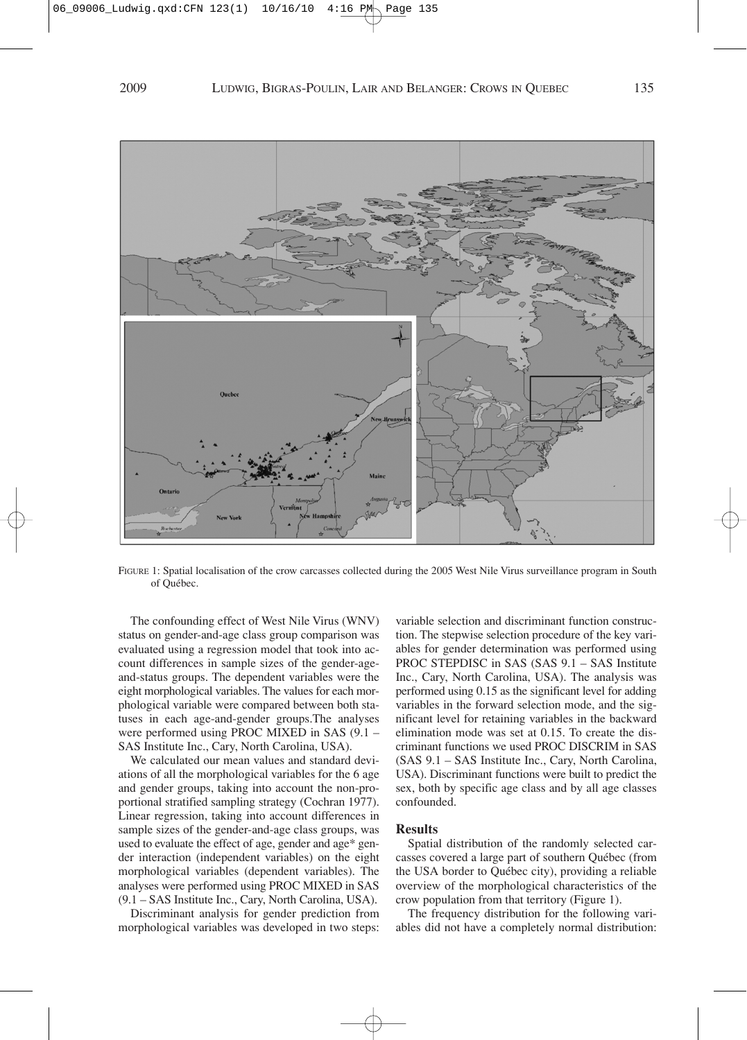FIGURE 1: Spatial localisation of the crow carcasses collected during the 2005 West Nile Virus surveillance program in South of Québec.

The confounding effect of West Nile Virus (WNV) status on gender-and-age class group comparison was evaluated using a regression model that took into account differences in sample sizes of the gender-age-and-status groups. The dependent variables were the eight morphological variables. The values for each morphological variable were compared between both statuses in each age-and-gender groups.The analyses were performed using PROC MIXED in SAS (9.1 – SAS Institute Inc., Cary, North Carolina, USA).

We calculated our mean values and standard deviations of all the morphological variables for the 6 age and gender groups, taking into account the non-proportional stratified sampling strategy (Cochran 1977). Linear regression, taking into account differences in sample sizes of the gender-and-age class groups, was used to evaluate the effect of age, gender and age* gender interaction (independent variables) on the eight morphological variables (dependent variables). The analyses were performed using PROC MIXED in SAS (9.1 – SAS Institute Inc., Cary, North Carolina, USA).

Discriminant analysis for gender prediction from morphological variables was developed in two steps: variable selection and discriminant function construction. The stepwise selection procedure of the key variables for gender determination was performed using PROC STEPDISC in SAS (SAS 9.1 – SAS Institute Inc., Cary, North Carolina, USA). The analysis was performed using 0.15 as the significant level for adding variables in the forward selection mode, and the significant level for retaining variables in the backward elimination mode was set at 0.15. To create the discriminant functions we used PROC DISCRIM in SAS (SAS 9.1 – SAS Institute Inc., Cary, North Carolina, USA). Discriminant functions were built to predict the sex, both by specific age class and by all age classes confounded.

## Results

Spatial distribution of the randomly selected carcasses covered a large part of southern Québec (from the USA border to Québec city), providing a reliable overview of the morphological characteristics of the crow population from that territory (Figure 1).

The frequency distribution for the following variables did not have a completely normal distribution: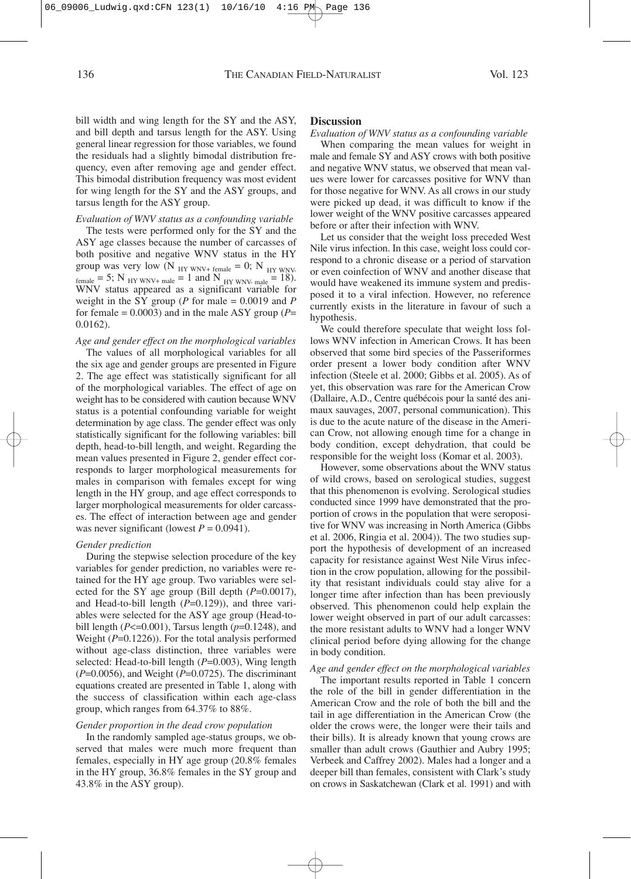bill width and wing length for the SY and the ASY, and bill depth and tarsus length for the ASY. Using general linear regression for those variables, we found the residuals had a slightly bimodal distribution frequency, even after removing age and gender effect. This bimodal distribution frequency was most evident for wing length for the SY and the ASY groups, and tarsus length for the ASY group.

*Evaluation of WNV status as a confounding variable*

The tests were performed only for the SY and the ASY age classes because the number of carcasses of both positive and negative WNV status in the HY group was very low ($N_{\text{HY WNV+ female}} = 0$; $N_{\text{HY WNV- female}} = 5$; $N_{\text{HY WNV+ male}} = 1$ and $N_{\text{HY WNV- male}} = 18$). WNV status appeared as a significant variable for weight in the SY group ($P$ for male = 0.0019 and $P$ for female = 0.0003) and in the male ASY group ($P$= 0.0162).

*Age and gender effect on the morphological variables*

The values of all morphological variables for all the six age and gender groups are presented in Figure 2. The age effect was statistically significant for all of the morphological variables. The effect of age on weight has to be considered with caution because WNV status is a potential confounding variable for weight determination by age class. The gender effect was only statistically significant for the following variables: bill depth, head-to-bill length, and weight. Regarding the mean values presented in Figure 2, gender effect corresponds to larger morphological measurements for males in comparison with females except for wing length in the HY group, and age effect corresponds to larger morphological measurements for older carcasses. The effect of interaction between age and gender was never significant (lowest $P = 0.0941$).

*Gender prediction*

During the stepwise selection procedure of the key variables for gender prediction, no variables were retained for the HY age group. Two variables were selected for the SY age group (Bill depth ($P$=0.0017), and Head-to-bill length ($P$=0.129)), and three variables were selected for the ASY age group (Head-to-bill length ($P$<=0.001), Tarsus length ($p$=0.1248), and Weight ($P$=0.1226)). For the total analysis performed without age-class distinction, three variables were selected: Head-to-bill length ($P$=0.003), Wing length ($P$=0.0056), and Weight ($P$=0.0725). The discriminant equations created are presented in Table 1, along with the success of classification within each age-class group, which ranges from 64.37% to 88%.

*Gender proportion in the dead crow population*

In the randomly sampled age-status groups, we observed that males were much more frequent than females, especially in HY age group (20.8% females in the HY group, 36.8% females in the SY group and 43.8% in the ASY group).

## Discussion

*Evaluation of WNV status as a confounding variable*

When comparing the mean values for weight in male and female SY and ASY crows with both positive and negative WNV status, we observed that mean values were lower for carcasses positive for WNV than for those negative for WNV. As all crows in our study were picked up dead, it was difficult to know if the lower weight of the WNV positive carcasses appeared before or after their infection with WNV.

Let us consider that the weight loss preceded West Nile virus infection. In this case, weight loss could correspond to a chronic disease or a period of starvation or even coinfection of WNV and another disease that would have weakened its immune system and predisposed it to a viral infection. However, no reference currently exists in the literature in favour of such a hypothesis.

We could therefore speculate that weight loss follows WNV infection in American Crows. It has been observed that some bird species of the Passeriformes order present a lower body condition after WNV infection (Steele et al. 2000; Gibbs et al. 2005). As of yet, this observation was rare for the American Crow (Dallaire, A.D., Centre québécois pour la santé des animaux sauvages, 2007, personal communication). This is due to the acute nature of the disease in the American Crow, not allowing enough time for a change in body condition, except dehydration, that could be responsible for the weight loss (Komar et al. 2003).

However, some observations about the WNV status of wild crows, based on serological studies, suggest that this phenomenon is evolving. Serological studies conducted since 1999 have demonstrated that the proportion of crows in the population that were seropositive for WNV was increasing in North America (Gibbs et al. 2006, Ringia et al. 2004)). The two studies support the hypothesis of development of an increased capacity for resistance against West Nile Virus infection in the crow population, allowing for the possibility that resistant individuals could stay alive for a longer time after infection than has been previously observed. This phenomenon could help explain the lower weight observed in part of our adult carcasses: the more resistant adults to WNV had a longer WNV clinical period before dying allowing for the change in body condition.

*Age and gender effect on the morphological variables*

The important results reported in Table 1 concern the role of the bill in gender differentiation in the American Crow and the role of both the bill and the tail in age differentiation in the American Crow (the older the crows were, the longer were their tails and their bills). It is already known that young crows are smaller than adult crows (Gauthier and Aubry 1995; Verbeek and Caffrey 2002). Males had a longer and a deeper bill than females, consistent with Clark's study on crows in Saskatchewan (Clark et al. 1991) and with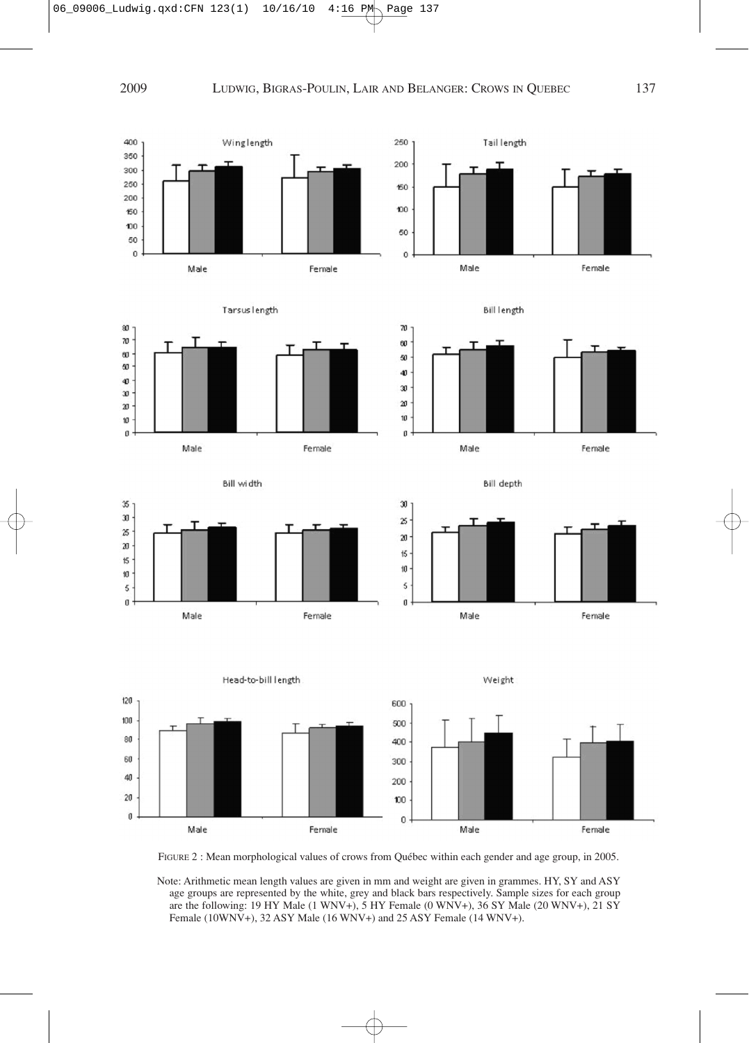FIGURE 2 : Mean morphological values of crows from Québec within each gender and age group, in 2005.

Note: Arithmetic mean length values are given in mm and weight are given in grammes. HY, SY and ASY age groups are represented by the white, grey and black bars respectively. Sample sizes for each group are the following: 19 HY Male (1 WNV+), 5 HY Female (0 WNV+), 36 SY Male (20 WNV+), 21 SY Female (10WNV+), 32 ASY Male (16 WNV+) and 25 ASY Female (14 WNV+).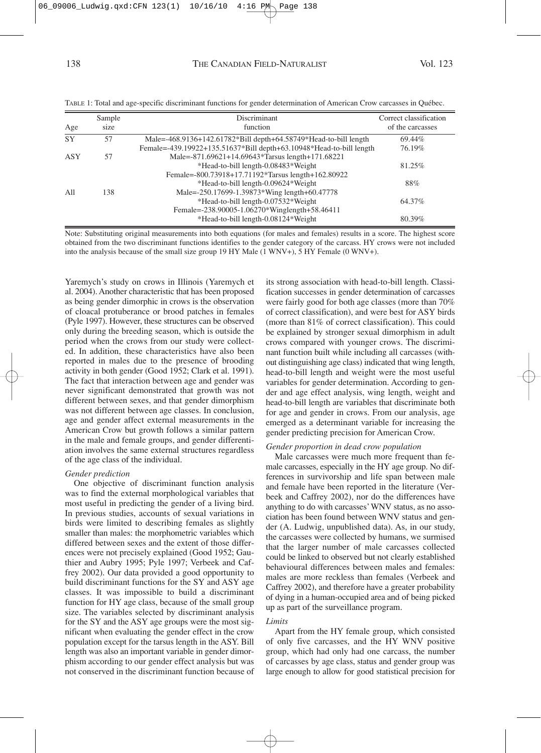TABLE 1: Total and age-specific discriminant functions for gender determination of American Crow carcasses in Québec.

| Age | Sample size | Discriminant function | Correct classification of the carcasses |
|---|---|---|---|
| SY | 57 | Male=-468.9136+142.61782*Bill depth+64.58749*Head-to-bill length | 69.44% |
| | | Female=-439.19922+135.51637*Bill depth+63.10948*Head-to-bill length | 76.19% |
| ASY | 57 | Male=-871.69621+14.69643*Tarsus length+171.68221 *Head-to-bill length-0.08483*Weight | 81.25% |
| | | Female=-800.73918+17.71192*Tarsus length+162.80922 *Head-to-bill length-0.09624*Weight | 88% |
| All | 138 | Male=-250.17699-1.39873*Wing length+60.47778 *Head-to-bill length-0.07532*Weight | 64.37% |
| | | Female=-238.90005-1.06270*Winglength+58.46411 *Head-to-bill length-0.08124*Weight | 80.39% |

Note: Substituting original measurements into both equations (for males and females) results in a score. The highest score obtained from the two discriminant functions identifies to the gender category of the carcass. HY crows were not included into the analysis because of the small size group 19 HY Male (1 WNV+), 5 HY Female (0 WNV+).

Yaremych's study on crows in Illinois (Yaremych et al. 2004). Another characteristic that has been proposed as being gender dimorphic in crows is the observation of cloacal protuberance or brood patches in females (Pyle 1997). However, these structures can be observed only during the breeding season, which is outside the period when the crows from our study were collected. In addition, these characteristics have also been reported in males due to the presence of brooding activity in both gender (Good 1952; Clark et al. 1991). The fact that interaction between age and gender was never significant demonstrated that growth was not different between sexes, and that gender dimorphism was not different between age classes. In conclusion, age and gender affect external measurements in the American Crow but growth follows a similar pattern in the male and female groups, and gender differentiation involves the same external structures regardless of the age class of the individual.

### *Gender prediction*

One objective of discriminant function analysis was to find the external morphological variables that most useful in predicting the gender of a living bird. In previous studies, accounts of sexual variations in birds were limited to describing females as slightly smaller than males: the morphometric variables which differed between sexes and the extent of those differences were not precisely explained (Good 1952; Gauthier and Aubry 1995; Pyle 1997; Verbeek and Caffrey 2002). Our data provided a good opportunity to build discriminant functions for the SY and ASY age classes. It was impossible to build a discriminant function for HY age class, because of the small group size. The variables selected by discriminant analysis for the SY and the ASY age groups were the most significant when evaluating the gender effect in the crow population except for the tarsus length in the ASY. Bill length was also an important variable in gender dimorphism according to our gender effect analysis but was not conserved in the discriminant function because of its strong association with head-to-bill length. Classification successes in gender determination of carcasses were fairly good for both age classes (more than 70% of correct classification), and were best for ASY birds (more than 81% of correct classification). This could be explained by stronger sexual dimorphism in adult crows compared with younger crows. The discriminant function built while including all carcasses (without distinguishing age class) indicated that wing length, head-to-bill length and weight were the most useful variables for gender determination. According to gender and age effect analysis, wing length, weight and head-to-bill length are variables that discriminate both for age and gender in crows. From our analysis, age emerged as a determinant variable for increasing the gender predicting precision for American Crow.

### *Gender proportion in dead crow population*

Male carcasses were much more frequent than female carcasses, especially in the HY age group. No differences in survivorship and life span between male and female have been reported in the literature (Verbeek and Caffrey 2002), nor do the differences have anything to do with carcasses' WNV status, as no association has been found between WNV status and gender (A. Ludwig, unpublished data). As, in our study, the carcasses were collected by humans, we surmised that the larger number of male carcasses collected could be linked to observed but not clearly established behavioural differences between males and females: males are more reckless than females (Verbeek and Caffrey 2002), and therefore have a greater probability of dying in a human-occupied area and of being picked up as part of the surveillance program.

### *Limits*

Apart from the HY female group, which consisted of only five carcasses, and the HY WNV positive group, which had only had one carcass, the number of carcasses by age class, status and gender group was large enough to allow for good statistical precision for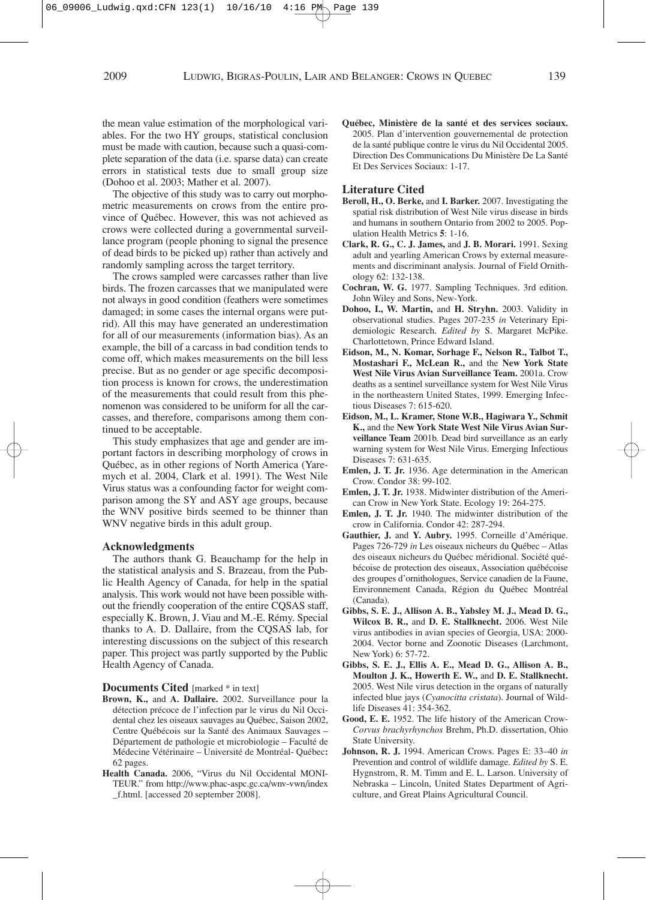the mean value estimation of the morphological variables. For the two HY groups, statistical conclusion must be made with caution, because such a quasi-complete separation of the data (i.e. sparse data) can create errors in statistical tests due to small group size (Dohoo et al. 2003; Mather et al. 2007).

The objective of this study was to carry out morphometric measurements on crows from the entire province of Québec. However, this was not achieved as crows were collected during a governmental surveillance program (people phoning to signal the presence of dead birds to be picked up) rather than actively and randomly sampling across the target territory.

The crows sampled were carcasses rather than live birds. The frozen carcasses that we manipulated were not always in good condition (feathers were sometimes damaged; in some cases the internal organs were putrid). All this may have generated an underestimation for all of our measurements (information bias). As an example, the bill of a carcass in bad condition tends to come off, which makes measurements on the bill less precise. But as no gender or age specific decomposition process is known for crows, the underestimation of the measurements that could result from this phenomenon was considered to be uniform for all the carcasses, and therefore, comparisons among them continued to be acceptable.

This study emphasizes that age and gender are important factors in describing morphology of crows in Québec, as in other regions of North America (Yaremych et al. 2004, Clark et al. 1991). The West Nile Virus status was a confounding factor for weight comparison among the SY and ASY age groups, because the WNV positive birds seemed to be thinner than WNV negative birds in this adult group.

## Acknowledgments

The authors thank G. Beauchamp for the help in the statistical analysis and S. Brazeau, from the Public Health Agency of Canada, for help in the spatial analysis. This work would not have been possible without the friendly cooperation of the entire CQSAS staff, especially K. Brown, J. Viau and M.-E. Rémy. Special thanks to A. D. Dallaire, from the CQSAS lab, for interesting discussions on the subject of this research paper. This project was partly supported by the Public Health Agency of Canada.

## Documents Cited [marked * in text]

**Brown, K.,** and **A. Dallaire.** 2002. Surveillance pour la détection précoce de l'infection par le virus du Nil Occidental chez les oiseaux sauvages au Québec, Saison 2002, Centre Québécois sur la Santé des Animaux Sauvages – Département de pathologie et microbiologie – Faculté de Médecine Vétérinaire – Université de Montréal- Québec**:** 62 pages.

**Health Canada.** 2006, "Virus du Nil Occidental MONITEUR." from http://www.phac-aspc.gc.ca/wnv-vwn/index_f.html. [accessed 20 september 2008].

**Québec, Ministère de la santé et des services sociaux.** 2005. Plan d'intervention gouvernemental de protection de la santé publique contre le virus du Nil Occidental 2005. Direction Des Communications Du Ministère De La Santé Et Des Services Sociaux: 1-17.

## Literature Cited

**Beroll, H., O. Berke,** and **I. Barker.** 2007. Investigating the spatial risk distribution of West Nile virus disease in birds and humans in southern Ontario from 2002 to 2005. Population Health Metrics **5**: 1-16.

**Clark, R. G., C. J. James,** and **J. B. Morari.** 1991. Sexing adult and yearling American Crows by external measurements and discriminant analysis. Journal of Field Ornithology 62: 132-138.

**Cochran, W. G.** 1977. Sampling Techniques. 3rd edition. John Wiley and Sons, New-York.

**Dohoo, I., W. Martin,** and **H. Stryhn.** 2003. Validity in observational studies. Pages 207-235 *in* Veterinary Epidemiologic Research. *Edited by* S. Margaret McPike. Charlottetown, Prince Edward Island.

**Eidson, M., N. Komar, Sorhage F., Nelson R., Talbot T., Mostashari F., McLean R.,** and the **New York State West Nile Virus Avian Surveillance Team.** 2001a. Crow deaths as a sentinel surveillance system for West Nile Virus in the northeastern United States, 1999. Emerging Infectious Diseases 7: 615-620.

**Eidson, M., L. Kramer, Stone W.B., Hagiwara Y., Schmit K.,** and the **New York State West Nile Virus Avian Surveillance Team** 2001b. Dead bird surveillance as an early warning system for West Nile Virus. Emerging Infectious Diseases 7: 631-635.

**Emlen, J. T. Jr.** 1936. Age determination in the American Crow. Condor 38: 99-102.

**Emlen, J. T. Jr.** 1938. Midwinter distribution of the American Crow in New York State. Ecology 19: 264-275.

**Emlen, J. T. Jr.** 1940. The midwinter distribution of the crow in California. Condor 42: 287-294.

**Gauthier, J.** and **Y. Aubry.** 1995. Corneille d'Amérique. Pages 726-729 *in* Les oiseaux nicheurs du Québec – Atlas des oiseaux nicheurs du Québec méridional. Société québécoise de protection des oiseaux, Association québécoise des groupes d'ornithologues, Service canadien de la Faune, Environnement Canada, Région du Québec Montréal (Canada).

**Gibbs, S. E. J., Allison A. B., Yabsley M. J., Mead D. G., Wilcox B. R.,** and **D. E. Stallknecht.** 2006. West Nile virus antibodies in avian species of Georgia, USA: 2000-2004. Vector borne and Zoonotic Diseases (Larchmont, New York) 6: 57-72.

**Gibbs, S. E. J., Ellis A. E., Mead D. G., Allison A. B., Moulton J. K., Howerth E. W.,** and **D. E. Stallknecht.** 2005. West Nile virus detection in the organs of naturally infected blue jays (*Cyanocitta cristata*). Journal of Wildlife Diseases 41: 354-362.

**Good, E. E.** 1952. The life history of the American Crow-*Corvus brachyrhynchos* Brehm, Ph.D. dissertation, Ohio State University.

**Johnson, R. J.** 1994. American Crows. Pages E: 33–40 *in* Prevention and control of wildlife damage. *Edited by* S. E. Hygnstrom, R. M. Timm and E. L. Larson. University of Nebraska – Lincoln, United States Department of Agriculture, and Great Plains Agricultural Council.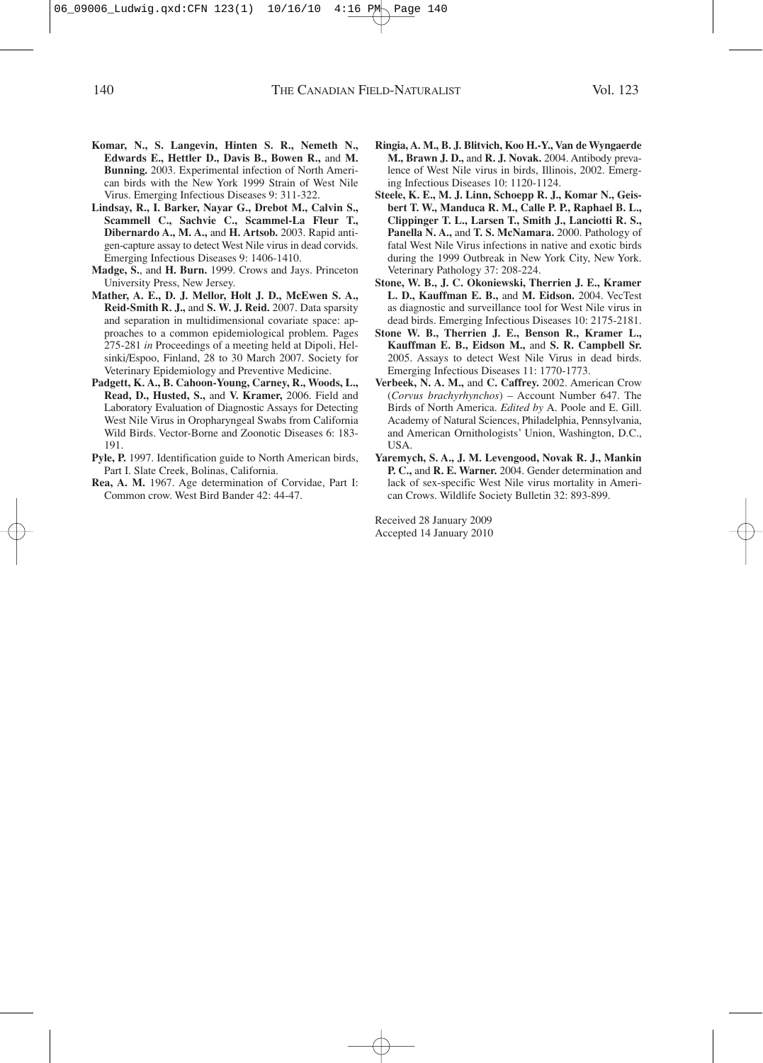**Komar, N., S. Langevin, Hinten S. R., Nemeth N., Edwards E., Hettler D., Davis B., Bowen R.,** and **M. Bunning.** 2003. Experimental infection of North American birds with the New York 1999 Strain of West Nile Virus. Emerging Infectious Diseases 9: 311-322.

**Lindsay, R., I. Barker, Nayar G., Drebot M., Calvin S., Scammell C., Sachvie C., Scammel-La Fleur T., Dibernardo A., M. A.,** and **H. Artsob.** 2003. Rapid antigen-capture assay to detect West Nile virus in dead corvids. Emerging Infectious Diseases 9: 1406-1410.

**Madge, S.**, and **H. Burn.** 1999. Crows and Jays. Princeton University Press, New Jersey.

**Mather, A. E., D. J. Mellor, Holt J. D., McEwen S. A., Reid-Smith R. J.,** and **S. W. J. Reid.** 2007. Data sparsity and separation in multidimensional covariate space: approaches to a common epidemiological problem. Pages 275-281 *in* Proceedings of a meeting held at Dipoli, Helsinki/Espoo, Finland, 28 to 30 March 2007. Society for Veterinary Epidemiology and Preventive Medicine.

**Padgett, K. A., B. Cahoon-Young, Carney, R., Woods, L., Read, D., Husted, S.,** and **V. Kramer,** 2006. Field and Laboratory Evaluation of Diagnostic Assays for Detecting West Nile Virus in Oropharyngeal Swabs from California Wild Birds. Vector-Borne and Zoonotic Diseases 6: 183-191.

**Pyle, P.** 1997. Identification guide to North American birds, Part I. Slate Creek, Bolinas, California.

**Rea, A. M.** 1967. Age determination of Corvidae, Part I: Common crow. West Bird Bander 42: 44-47.

**Ringia, A. M., B. J. Blitvich, Koo H.-Y., Van de Wyngaerde M., Brawn J. D.,** and **R. J. Novak.** 2004. Antibody prevalence of West Nile virus in birds, Illinois, 2002. Emerging Infectious Diseases 10: 1120-1124.

**Steele, K. E., M. J. Linn, Schoepp R. J., Komar N., Geisbert T. W., Manduca R. M., Calle P. P., Raphael B. L., Clippinger T. L., Larsen T., Smith J., Lanciotti R. S., Panella N. A.,** and **T. S. McNamara.** 2000. Pathology of fatal West Nile Virus infections in native and exotic birds during the 1999 Outbreak in New York City, New York. Veterinary Pathology 37: 208-224.

**Stone, W. B., J. C. Okoniewski, Therrien J. E., Kramer L. D., Kauffman E. B.,** and **M. Eidson.** 2004. VecTest as diagnostic and surveillance tool for West Nile virus in dead birds. Emerging Infectious Diseases 10: 2175-2181.

**Stone W. B., Therrien J. E., Benson R., Kramer L., Kauffman E. B., Eidson M.,** and **S. R. Campbell Sr.** 2005. Assays to detect West Nile Virus in dead birds. Emerging Infectious Diseases 11: 1770-1773.

**Verbeek, N. A. M.,** and **C. Caffrey.** 2002. American Crow (*Corvus brachyrhynchos*) – Account Number 647. The Birds of North America. *Edited by* A. Poole and E. Gill. Academy of Natural Sciences, Philadelphia, Pennsylvania, and American Ornithologists' Union, Washington, D.C., USA.

**Yaremych, S. A., J. M. Levengood, Novak R. J., Mankin P. C.,** and **R. E. Warner.** 2004. Gender determination and lack of sex-specific West Nile virus mortality in American Crows. Wildlife Society Bulletin 32: 893-899.

Received 28 January 2009
Accepted 14 January 2010